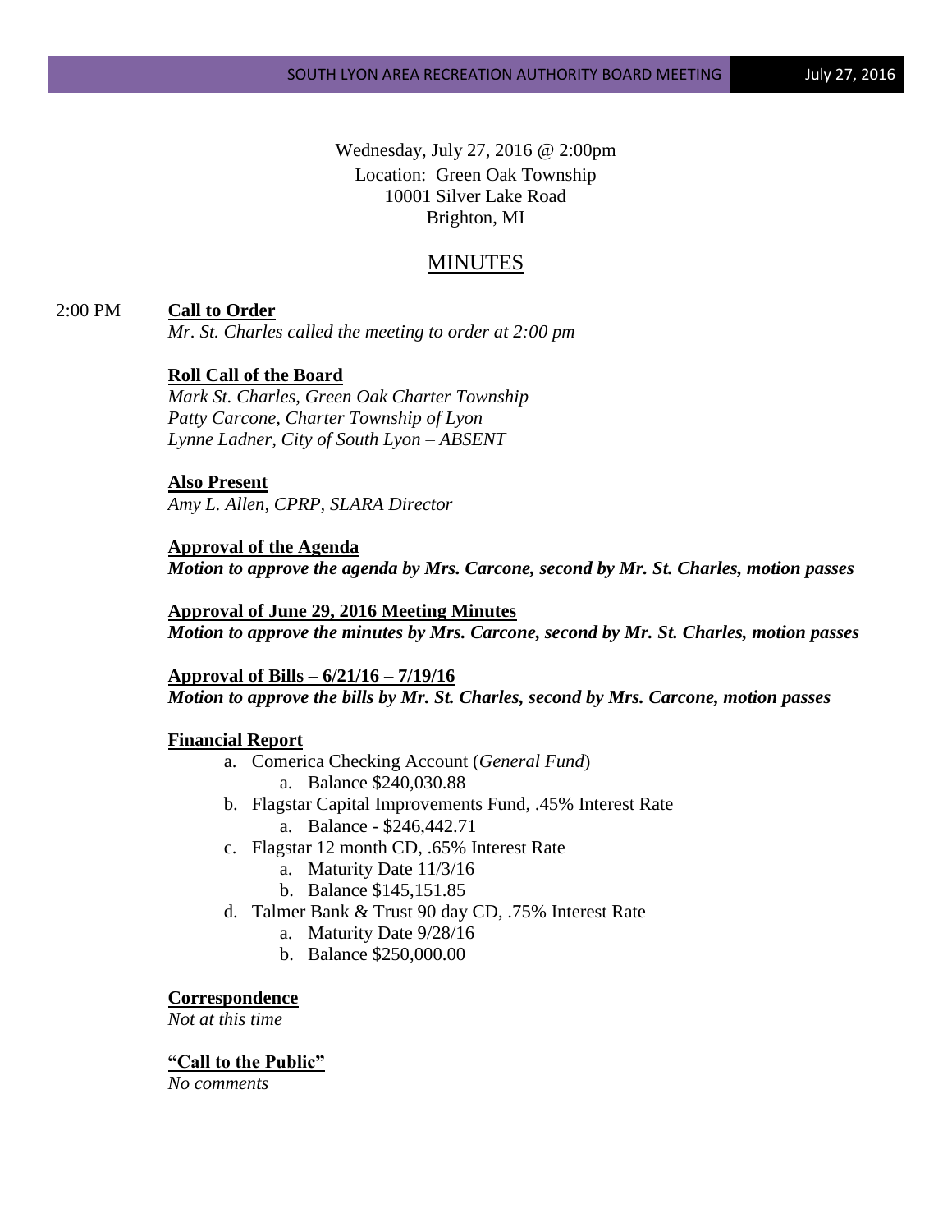Wednesday, July 27, 2016 @ 2:00pm
Location: Green Oak Township
10001 Silver Lake Road
Brighton, MI

# MINUTES

2:00 PM **Call to Order**

*Mr. St. Charles called the meeting to order at 2:00 pm*

**Roll Call of the Board**

*Mark St. Charles, Green Oak Charter Township*
*Patty Carcone, Charter Township of Lyon*
*Lynne Ladner, City of South Lyon – ABSENT*

**Also Present**

*Amy L. Allen, CPRP, SLARA Director*

**Approval of the Agenda**

***Motion to approve the agenda by Mrs. Carcone, second by Mr. St. Charles, motion passes***

**Approval of June 29, 2016 Meeting Minutes**

***Motion to approve the minutes by Mrs. Carcone, second by Mr. St. Charles, motion passes***

**Approval of Bills – 6/21/16 – 7/19/16**

***Motion to approve the bills by Mr. St. Charles, second by Mrs. Carcone, motion passes***

**Financial Report**

a. Comerica Checking Account (*General Fund*)
   a. Balance $240,030.88
b. Flagstar Capital Improvements Fund, .45% Interest Rate
   a. Balance - $246,442.71
c. Flagstar 12 month CD, .65% Interest Rate
   a. Maturity Date 11/3/16
   b. Balance $145,151.85
d. Talmer Bank & Trust 90 day CD, .75% Interest Rate
   a. Maturity Date 9/28/16
   b. Balance $250,000.00

**Correspondence**

*Not at this time*

**"Call to the Public"**

*No comments*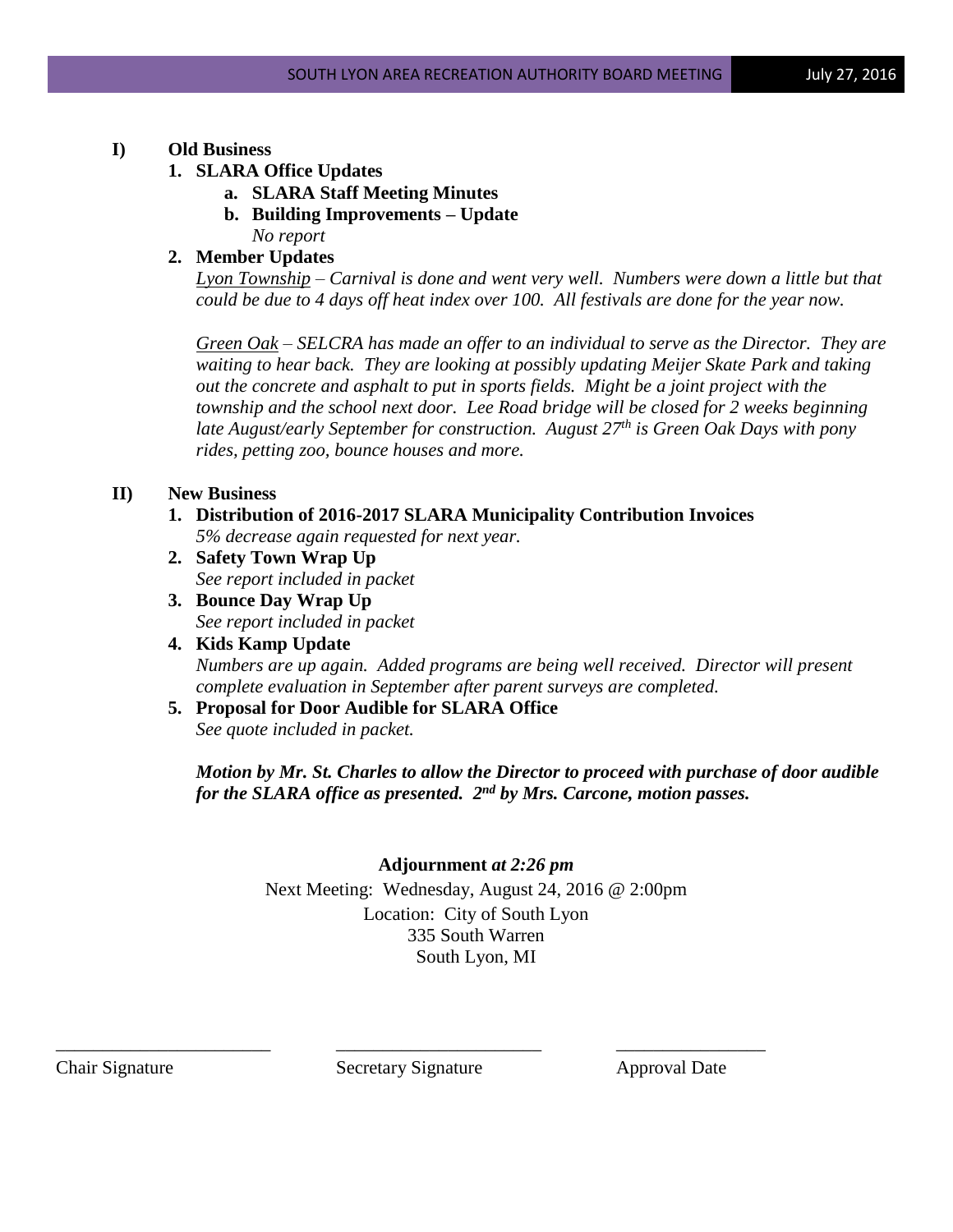**I) Old Business**

1. **SLARA Office Updates**
   a. **SLARA Staff Meeting Minutes**
   b. **Building Improvements – Update**
   *No report*

2. **Member Updates**
   *<u>Lyon Township</u> – Carnival is done and went very well. Numbers were down a little but that could be due to 4 days off heat index over 100. All festivals are done for the year now.*

   *<u>Green Oak</u> – SELCRA has made an offer to an individual to serve as the Director. They are waiting to hear back. They are looking at possibly updating Meijer Skate Park and taking out the concrete and asphalt to put in sports fields. Might be a joint project with the township and the school next door. Lee Road bridge will be closed for 2 weeks beginning late August/early September for construction. August 27th is Green Oak Days with pony rides, petting zoo, bounce houses and more.*

**II) New Business**

1. **Distribution of 2016-2017 SLARA Municipality Contribution Invoices**
   *5% decrease again requested for next year.*
2. **Safety Town Wrap Up**
   *See report included in packet*
3. **Bounce Day Wrap Up**
   *See report included in packet*
4. **Kids Kamp Update**
   *Numbers are up again. Added programs are being well received. Director will present complete evaluation in September after parent surveys are completed.*
5. **Proposal for Door Audible for SLARA Office**
   *See quote included in packet.*

   ***Motion by Mr. St. Charles to allow the Director to proceed with purchase of door audible for the SLARA office as presented. 2nd by Mrs. Carcone, motion passes.***

**Adjournment** ***at 2:26 pm***

Next Meeting: Wednesday, August 24, 2016 @ 2:00pm

Location: City of South Lyon
335 South Warren
South Lyon, MI

\_\_\_\_\_\_\_\_\_\_\_\_\_\_\_\_\_\_\_\_\_\_\_\_ \_\_\_\_\_\_\_\_\_\_\_\_\_\_\_\_\_\_\_\_\_\_\_\_ \_\_\_\_\_\_\_\_\_\_\_\_\_\_\_\_\_\_

Chair Signature Secretary Signature Approval Date